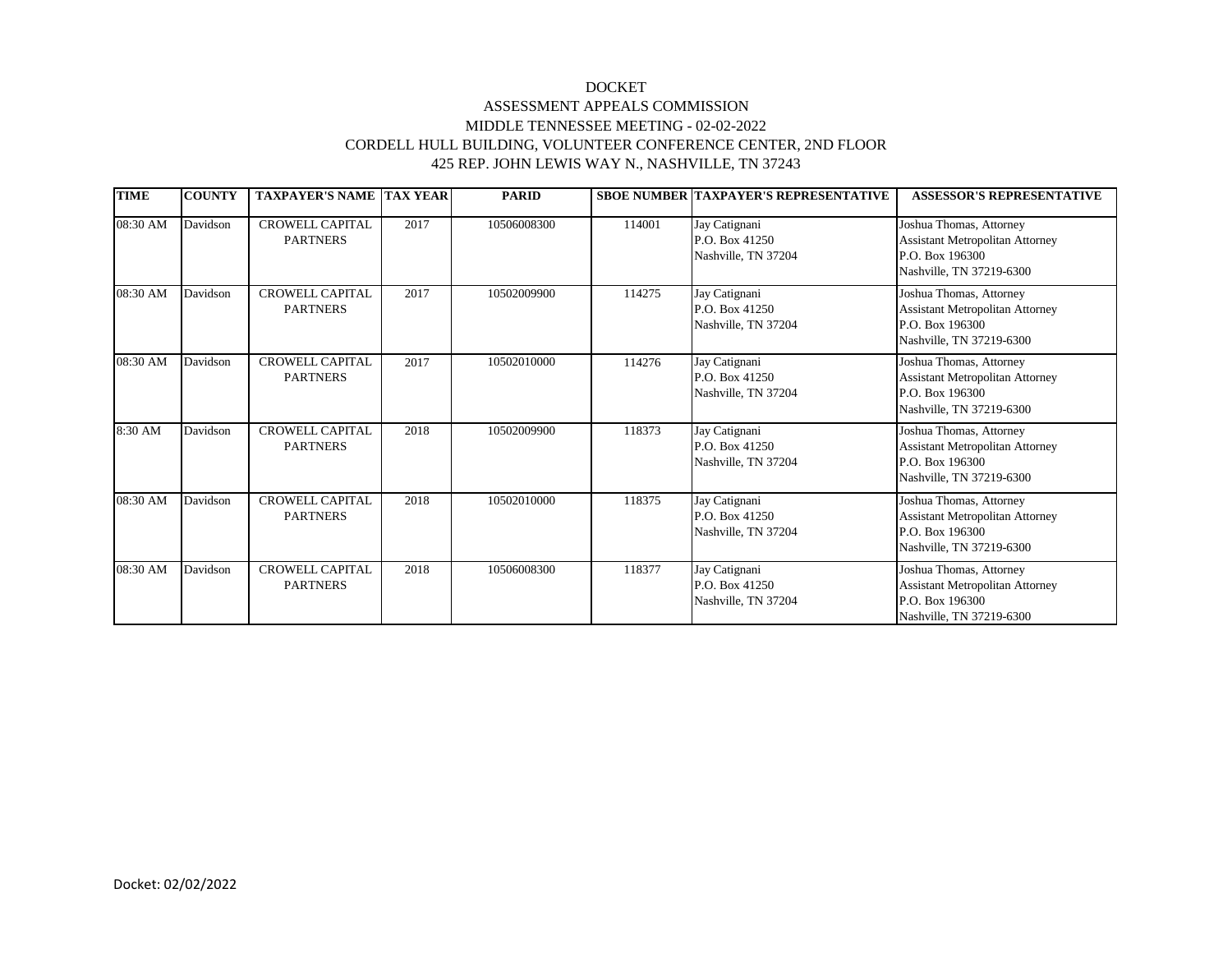DOCKET
ASSESSMENT APPEALS COMMISSION
MIDDLE TENNESSEE MEETING - 02-02-2022
CORDELL HULL BUILDING, VOLUNTEER CONFERENCE CENTER, 2ND FLOOR
425 REP. JOHN LEWIS WAY N., NASHVILLE, TN 37243

| TIME | COUNTY | TAXPAYER'S NAME | TAX YEAR | PARID | SBOE NUMBER | TAXPAYER'S REPRESENTATIVE | ASSESSOR'S REPRESENTATIVE |
|---|---|---|---|---|---|---|---|
| 08:30 AM | Davidson | CROWELL CAPITAL PARTNERS | 2017 | 10506008300 | 114001 | Jay Catignani<br>P.O. Box 41250<br>Nashville, TN 37204 | Joshua Thomas, Attorney<br>Assistant Metropolitan Attorney<br>P.O. Box 196300<br>Nashville, TN 37219-6300 |
| 08:30 AM | Davidson | CROWELL CAPITAL PARTNERS | 2017 | 10502009900 | 114275 | Jay Catignani<br>P.O. Box 41250<br>Nashville, TN 37204 | Joshua Thomas, Attorney<br>Assistant Metropolitan Attorney<br>P.O. Box 196300<br>Nashville, TN 37219-6300 |
| 08:30 AM | Davidson | CROWELL CAPITAL PARTNERS | 2017 | 10502010000 | 114276 | Jay Catignani<br>P.O. Box 41250<br>Nashville, TN 37204 | Joshua Thomas, Attorney<br>Assistant Metropolitan Attorney<br>P.O. Box 196300<br>Nashville, TN 37219-6300 |
| 8:30 AM | Davidson | CROWELL CAPITAL PARTNERS | 2018 | 10502009900 | 118373 | Jay Catignani<br>P.O. Box 41250<br>Nashville, TN 37204 | Joshua Thomas, Attorney<br>Assistant Metropolitan Attorney<br>P.O. Box 196300<br>Nashville, TN 37219-6300 |
| 08:30 AM | Davidson | CROWELL CAPITAL PARTNERS | 2018 | 10502010000 | 118375 | Jay Catignani<br>P.O. Box 41250<br>Nashville, TN 37204 | Joshua Thomas, Attorney<br>Assistant Metropolitan Attorney<br>P.O. Box 196300<br>Nashville, TN 37219-6300 |
| 08:30 AM | Davidson | CROWELL CAPITAL PARTNERS | 2018 | 10506008300 | 118377 | Jay Catignani<br>P.O. Box 41250<br>Nashville, TN 37204 | Joshua Thomas, Attorney<br>Assistant Metropolitan Attorney<br>P.O. Box 196300<br>Nashville, TN 37219-6300 |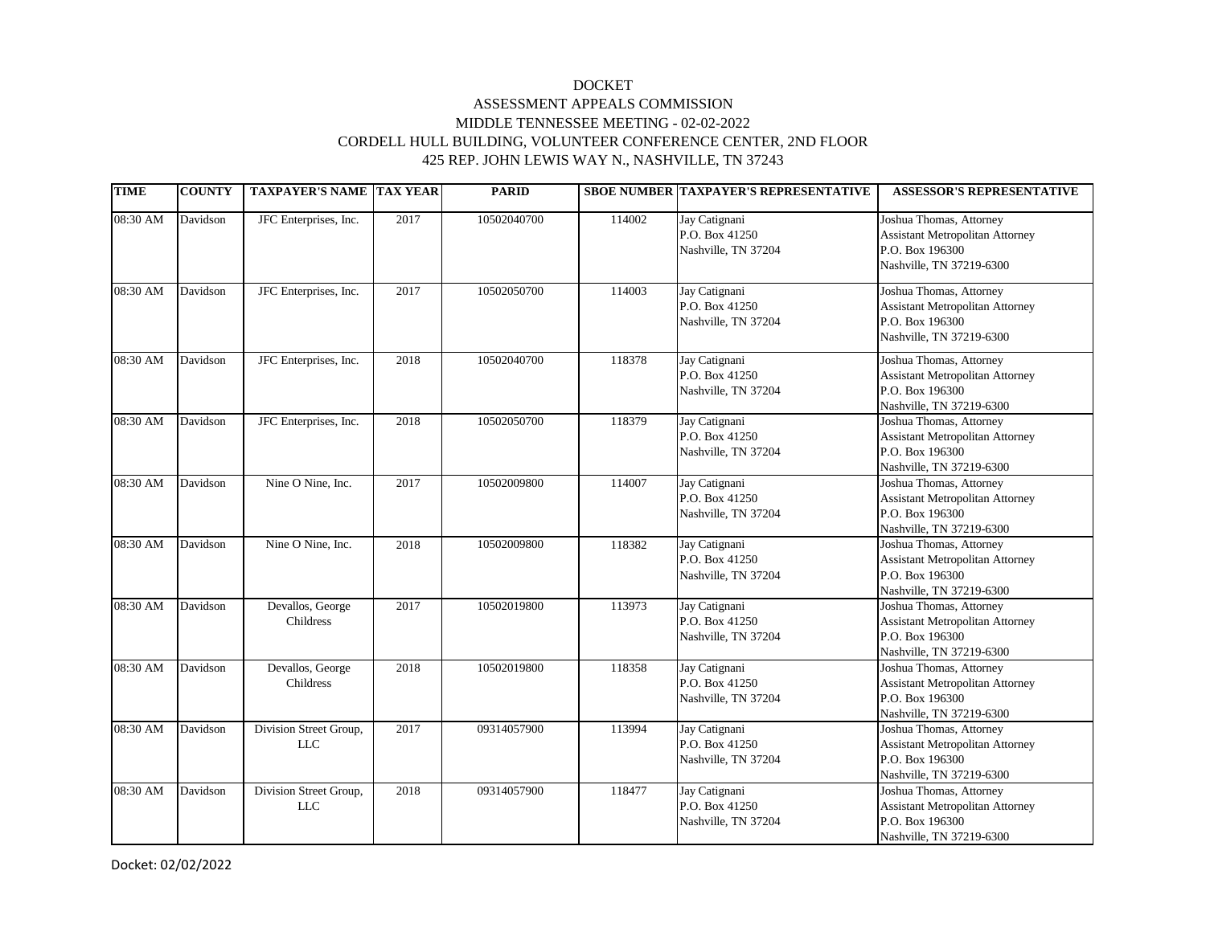DOCKET

ASSESSMENT APPEALS COMMISSION

MIDDLE TENNESSEE MEETING - 02-02-2022

CORDELL HULL BUILDING, VOLUNTEER CONFERENCE CENTER, 2ND FLOOR

425 REP. JOHN LEWIS WAY N., NASHVILLE, TN 37243

| TIME | COUNTY | TAXPAYER'S NAME | TAX YEAR | PARID | SBOE NUMBER | TAXPAYER'S REPRESENTATIVE | ASSESSOR'S REPRESENTATIVE |
|---|---|---|---|---|---|---|---|
| 08:30 AM | Davidson | JFC Enterprises, Inc. | 2017 | 10502040700 | 114002 | Jay Catignani<br>P.O. Box 41250<br>Nashville, TN 37204 | Joshua Thomas, Attorney<br>Assistant Metropolitan Attorney<br>P.O. Box 196300<br>Nashville, TN 37219-6300 |
| 08:30 AM | Davidson | JFC Enterprises, Inc. | 2017 | 10502050700 | 114003 | Jay Catignani<br>P.O. Box 41250<br>Nashville, TN 37204 | Joshua Thomas, Attorney<br>Assistant Metropolitan Attorney<br>P.O. Box 196300<br>Nashville, TN 37219-6300 |
| 08:30 AM | Davidson | JFC Enterprises, Inc. | 2018 | 10502040700 | 118378 | Jay Catignani<br>P.O. Box 41250<br>Nashville, TN 37204 | Joshua Thomas, Attorney<br>Assistant Metropolitan Attorney<br>P.O. Box 196300<br>Nashville, TN 37219-6300 |
| 08:30 AM | Davidson | JFC Enterprises, Inc. | 2018 | 10502050700 | 118379 | Jay Catignani<br>P.O. Box 41250<br>Nashville, TN 37204 | Joshua Thomas, Attorney<br>Assistant Metropolitan Attorney<br>P.O. Box 196300<br>Nashville, TN 37219-6300 |
| 08:30 AM | Davidson | Nine O Nine, Inc. | 2017 | 10502009800 | 114007 | Jay Catignani<br>P.O. Box 41250<br>Nashville, TN 37204 | Joshua Thomas, Attorney<br>Assistant Metropolitan Attorney<br>P.O. Box 196300<br>Nashville, TN 37219-6300 |
| 08:30 AM | Davidson | Nine O Nine, Inc. | 2018 | 10502009800 | 118382 | Jay Catignani<br>P.O. Box 41250<br>Nashville, TN 37204 | Joshua Thomas, Attorney<br>Assistant Metropolitan Attorney<br>P.O. Box 196300<br>Nashville, TN 37219-6300 |
| 08:30 AM | Davidson | Devallos, George Childress | 2017 | 10502019800 | 113973 | Jay Catignani<br>P.O. Box 41250<br>Nashville, TN 37204 | Joshua Thomas, Attorney<br>Assistant Metropolitan Attorney<br>P.O. Box 196300<br>Nashville, TN 37219-6300 |
| 08:30 AM | Davidson | Devallos, George Childress | 2018 | 10502019800 | 118358 | Jay Catignani<br>P.O. Box 41250<br>Nashville, TN 37204 | Joshua Thomas, Attorney<br>Assistant Metropolitan Attorney<br>P.O. Box 196300<br>Nashville, TN 37219-6300 |
| 08:30 AM | Davidson | Division Street Group, LLC | 2017 | 09314057900 | 113994 | Jay Catignani<br>P.O. Box 41250<br>Nashville, TN 37204 | Joshua Thomas, Attorney<br>Assistant Metropolitan Attorney<br>P.O. Box 196300<br>Nashville, TN 37219-6300 |
| 08:30 AM | Davidson | Division Street Group, LLC | 2018 | 09314057900 | 118477 | Jay Catignani<br>P.O. Box 41250<br>Nashville, TN 37204 | Joshua Thomas, Attorney<br>Assistant Metropolitan Attorney<br>P.O. Box 196300<br>Nashville, TN 37219-6300 |

Docket: 02/02/2022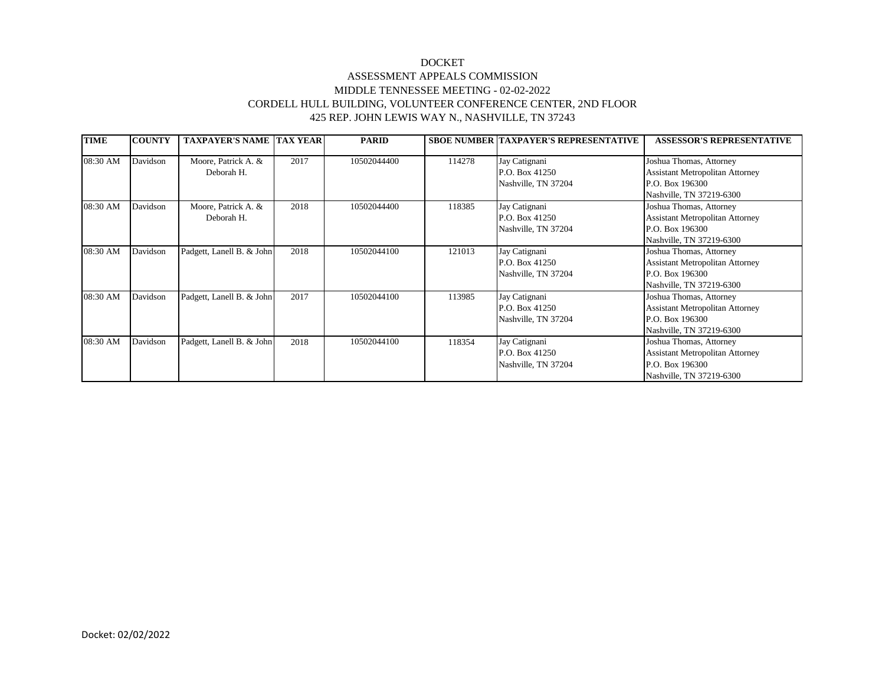DOCKET
ASSESSMENT APPEALS COMMISSION
MIDDLE TENNESSEE MEETING - 02-02-2022
CORDELL HULL BUILDING, VOLUNTEER CONFERENCE CENTER, 2ND FLOOR
425 REP. JOHN LEWIS WAY N., NASHVILLE, TN 37243

| TIME | COUNTY | TAXPAYER'S NAME | TAX YEAR | PARID | SBOE NUMBER | TAXPAYER'S REPRESENTATIVE | ASSESSOR'S REPRESENTATIVE |
|---|---|---|---|---|---|---|---|
| 08:30 AM | Davidson | Moore, Patrick A. & Deborah H. | 2017 | 10502044400 | 114278 | Jay Catignani<br>P.O. Box 41250<br>Nashville, TN 37204 | Joshua Thomas, Attorney<br>Assistant Metropolitan Attorney<br>P.O. Box 196300<br>Nashville, TN 37219-6300 |
| 08:30 AM | Davidson | Moore, Patrick A. & Deborah H. | 2018 | 10502044400 | 118385 | Jay Catignani<br>P.O. Box 41250<br>Nashville, TN 37204 | Joshua Thomas, Attorney<br>Assistant Metropolitan Attorney<br>P.O. Box 196300<br>Nashville, TN 37219-6300 |
| 08:30 AM | Davidson | Padgett, Lanell B. & John | 2018 | 10502044100 | 121013 | Jay Catignani<br>P.O. Box 41250<br>Nashville, TN 37204 | Joshua Thomas, Attorney<br>Assistant Metropolitan Attorney<br>P.O. Box 196300<br>Nashville, TN 37219-6300 |
| 08:30 AM | Davidson | Padgett, Lanell B. & John | 2017 | 10502044100 | 113985 | Jay Catignani<br>P.O. Box 41250<br>Nashville, TN 37204 | Joshua Thomas, Attorney<br>Assistant Metropolitan Attorney<br>P.O. Box 196300<br>Nashville, TN 37219-6300 |
| 08:30 AM | Davidson | Padgett, Lanell B. & John | 2018 | 10502044100 | 118354 | Jay Catignani<br>P.O. Box 41250<br>Nashville, TN 37204 | Joshua Thomas, Attorney<br>Assistant Metropolitan Attorney<br>P.O. Box 196300<br>Nashville, TN 37219-6300 |